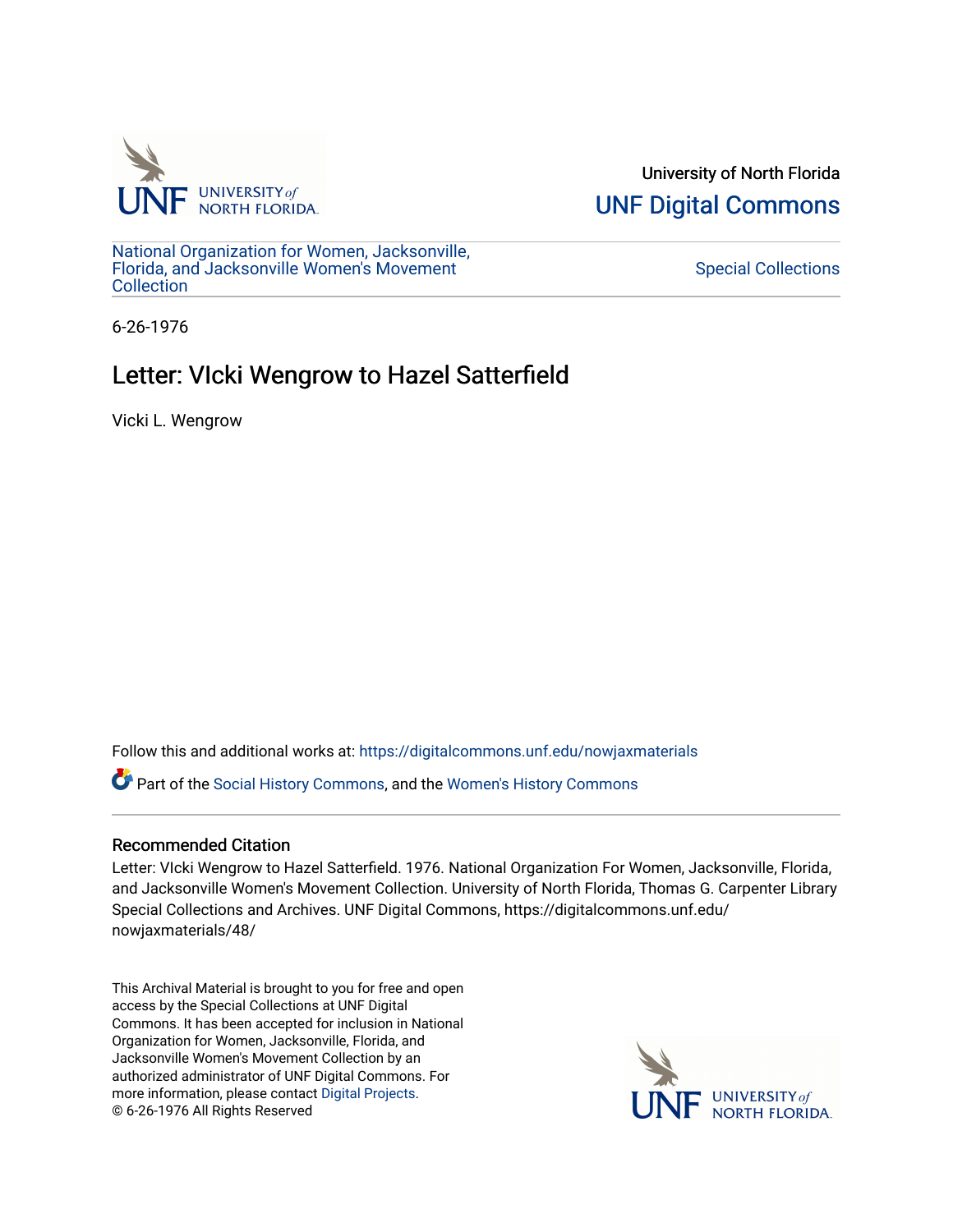University of North Florida

**UNF Digital Commons**

National Organization for Women, Jacksonville, Florida, and Jacksonville Women's Movement Collection

Special Collections

6-26-1976

# Letter: VIcki Wengrow to Hazel Satterfield

Vicki L. Wengrow

Follow this and additional works at: https://digitalcommons.unf.edu/nowjaxmaterials

Part of the Social History Commons, and the Women's History Commons

## Recommended Citation

Letter: VIcki Wengrow to Hazel Satterfield. 1976. National Organization For Women, Jacksonville, Florida, and Jacksonville Women's Movement Collection. University of North Florida, Thomas G. Carpenter Library Special Collections and Archives. UNF Digital Commons, https://digitalcommons.unf.edu/nowjaxmaterials/48/

This Archival Material is brought to you for free and open access by the Special Collections at UNF Digital Commons. It has been accepted for inclusion in National Organization for Women, Jacksonville, Florida, and Jacksonville Women's Movement Collection by an authorized administrator of UNF Digital Commons. For more information, please contact Digital Projects.
© 6-26-1976 All Rights Reserved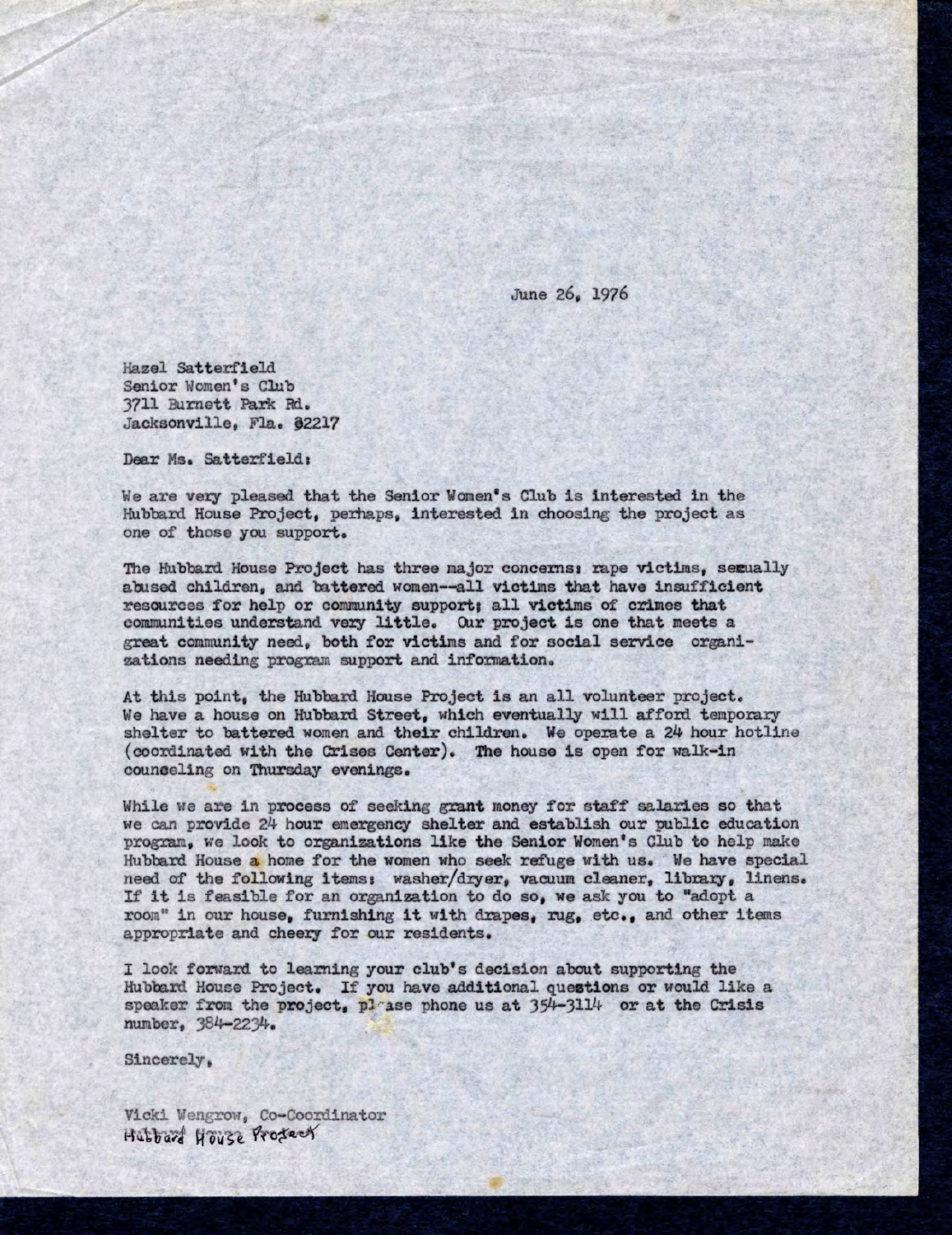June 26, 1976

Hazel Satterfield  
Senior Women's Club  
3711 Burnett Park Rd.  
Jacksonville, Fla. 32217

Dear Ms. Satterfield:

We are very pleased that the Senior Women's Club is interested in the Hubbard House Project, perhaps, interested in choosing the project as one of those you support.

The Hubbard House Project has three major concerns: rape victims, sexually abused children, and battered women--all victims that have insufficient resources for help or community support; all victims of crimes that communities understand very little. Our project is one that meets a great community need, both for victims and for social service organizations needing program support and information.

At this point, the Hubbard House Project is an all volunteer project. We have a house on Hubbard Street, which eventually will afford temporary shelter to battered women and their children. We operate a 24 hour hotline (coordinated with the Crises Center). The house is open for walk-in counseling on Thursday evenings.

While we are in process of seeking grant money for staff salaries so that we can provide 24 hour emergency shelter and establish our public education program, we look to organizations like the Senior Women's Club to help make Hubbard House a home for the women who seek refuge with us. We have special need of the following items: washer/dryer, vacuum cleaner, library, linens. If it is feasible for an organization to do so, we ask you to "adopt a room" in our house, furnishing it with drapes, rug, etc., and other items appropriate and cheery for our residents.

I look forward to learning your club's decision about supporting the Hubbard House Project. If you have additional questions or would like a speaker from the project, please phone us at 354-3114 or at the Crisis number, 384-2234.

Sincerely,

Vicki Wengrow, Co-Coordinator  
Hubbard House Project